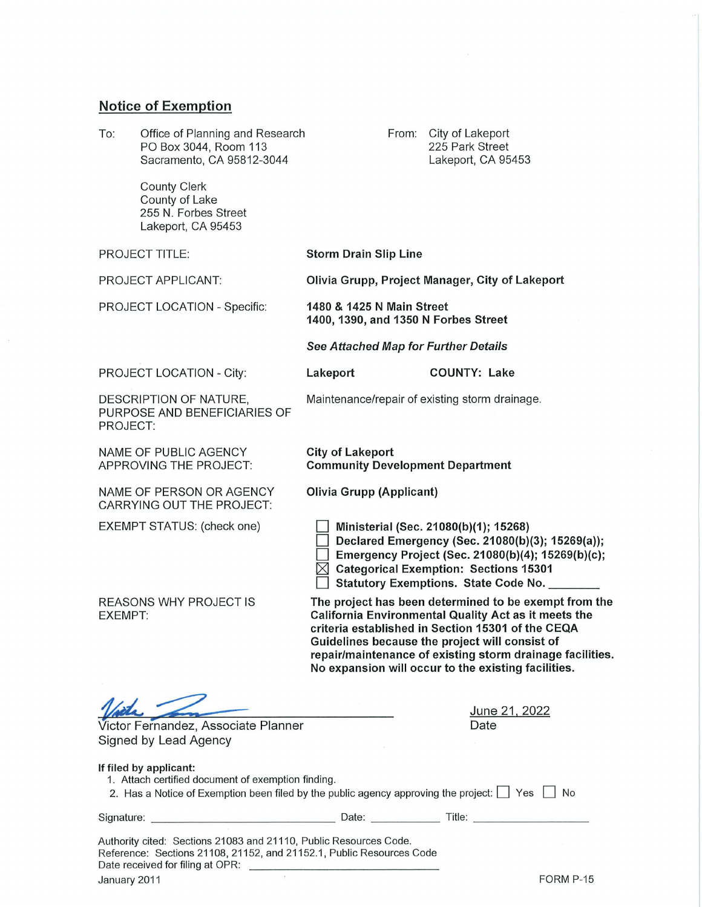## Notice of Exemption

To: Office of Planning and Research
PO Box 3044, Room 113
Sacramento, CA 95812-3044

County Clerk
County of Lake
255 N. Forbes Street
Lakeport, CA 95453

From: City of Lakeport
225 Park Street
Lakeport, CA 95453

PROJECT TITLE: **Storm Drain Slip Line**

PROJECT APPLICANT: **Olivia Grupp, Project Manager, City of Lakeport**

PROJECT LOCATION - Specific: **1480 & 1425 N Main Street**
**1400, 1390, and 1350 N Forbes Street**

***See Attached Map for Further Details***

PROJECT LOCATION - City: **Lakeport** **COUNTY: Lake**

DESCRIPTION OF NATURE, PURPOSE AND BENEFICIARIES OF PROJECT: Maintenance/repair of existing storm drainage.

NAME OF PUBLIC AGENCY APPROVING THE PROJECT: **City of Lakeport**
**Community Development Department**

NAME OF PERSON OR AGENCY CARRYING OUT THE PROJECT: **Olivia Grupp (Applicant)**

EXEMPT STATUS: (check one)

- ☐ **Ministerial (Sec. 21080(b)(1); 15268)**
- ☐ **Declared Emergency (Sec. 21080(b)(3); 15269(a));**
- ☐ **Emergency Project (Sec. 21080(b)(4); 15269(b)(c);**
- ☒ **Categorical Exemption: Sections 15301**
- ☐ **Statutory Exemptions. State Code No. ________**

REASONS WHY PROJECT IS EXEMPT: **The project has been determined to be exempt from the California Environmental Quality Act as it meets the criteria established in Section 15301 of the CEQA Guidelines because the project will consist of repair/maintenance of existing storm drainage facilities. No expansion will occur to the existing facilities.**

_______________________________
Victor Fernandez, Associate Planner
Signed by Lead Agency

June 21, 2022
Date

**If filed by applicant:**

1. Attach certified document of exemption finding.
2. Has a Notice of Exemption been filed by the public agency approving the project: ☐ Yes ☐ No

Signature: ____________________ Date: __________ Title: ______________

Authority cited: Sections 21083 and 21110, Public Resources Code.
Reference: Sections 21108, 21152, and 21152.1, Public Resources Code
Date received for filing at OPR: ____________________

January 2011 FORM P-15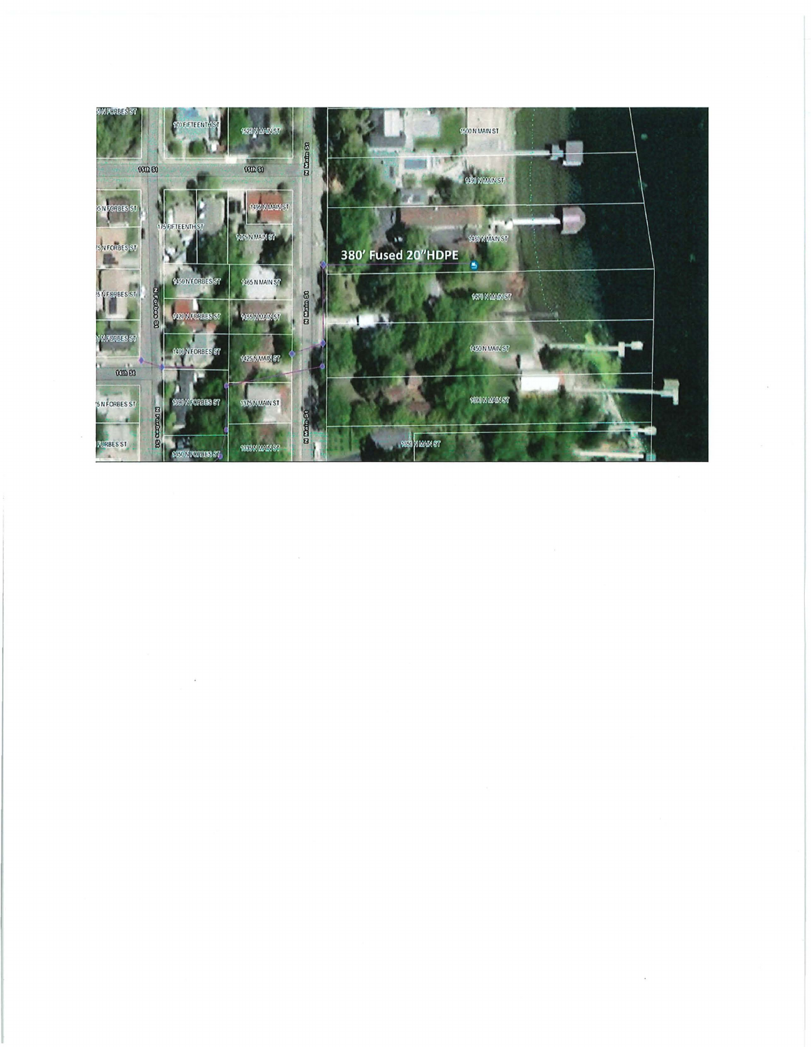15th St

15th St

N Main St

N Forbes St

14th St

N Main St

N Forbes St

170 FIFTEENTH ST

1525 N MAIN ST

1500 N MAIN ST

1490 N MAIN ST

1494 N MAIN ST

175 FIFTEENTH ST

1475 N MAIN ST

1480 N MAIN ST

380' Fused 20"HDPE

1450 N FORBES ST

1465 N MAIN ST

1470 N MAIN ST

1420 N FORBES ST

1455 N MAIN ST

1400 N FORBES ST

1425 N MAIN ST

1450 N MAIN ST

1390 N FORBES ST

1375 N MAIN ST

1400 N MAIN ST

1350 N FORBES ST

1335 N MAIN ST

1350 N MAIN ST